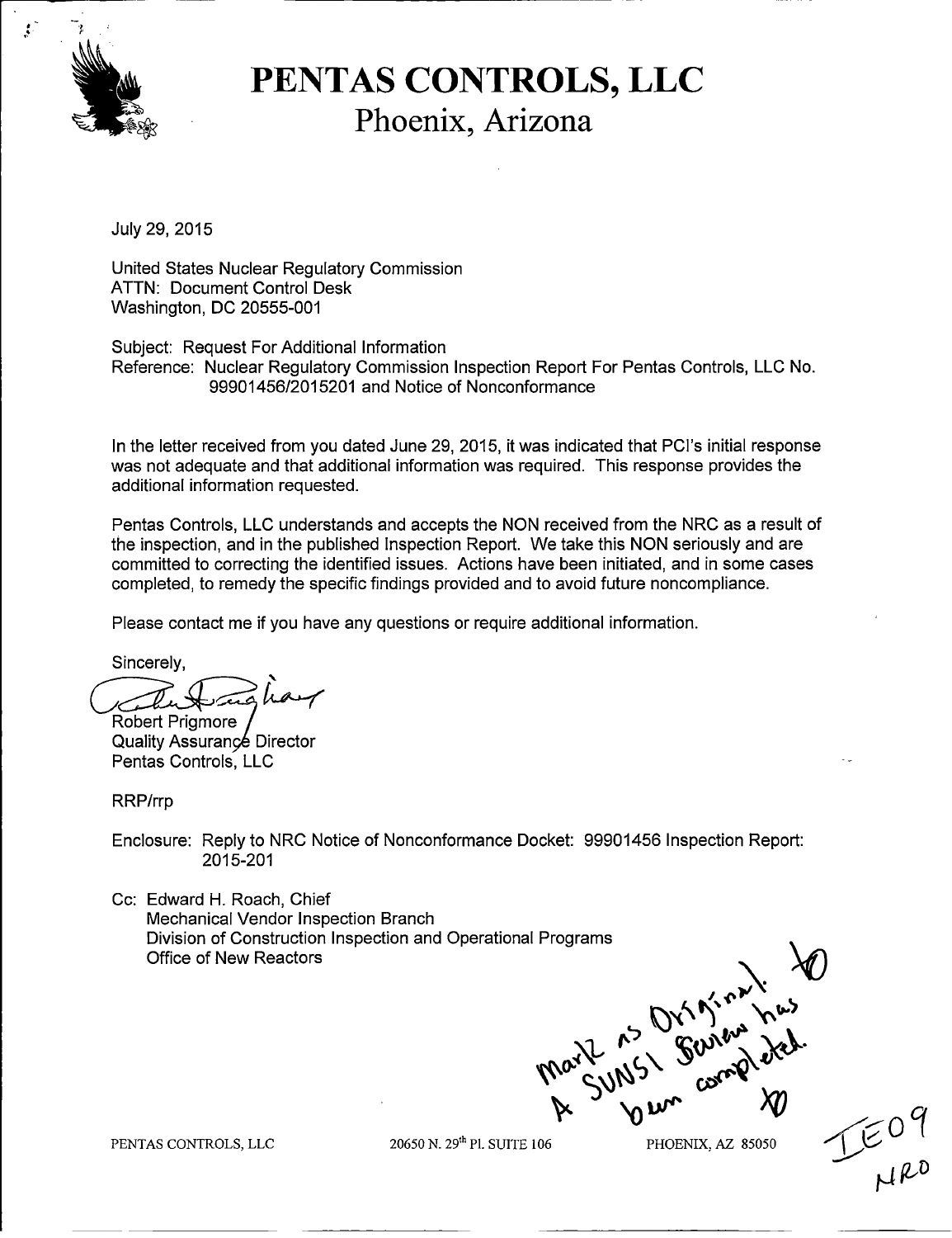# PENTAS CONTROLS, LLC
## Phoenix, Arizona

July 29, 2015

United States Nuclear Regulatory Commission
ATTN: Document Control Desk
Washington, DC 20555-001

Subject: Request For Additional Information
Reference: Nuclear Regulatory Commission Inspection Report For Pentas Controls, LLC No. 99901456/2015201 and Notice of Nonconformance

In the letter received from you dated June 29, 2015, it was indicated that PCI's initial response was not adequate and that additional information was required. This response provides the additional information requested.

Pentas Controls, LLC understands and accepts the NON received from the NRC as a result of the inspection, and in the published Inspection Report. We take this NON seriously and are committed to correcting the identified issues. Actions have been initiated, and in some cases completed, to remedy the specific findings provided and to avoid future noncompliance.

Please contact me if you have any questions or require additional information.

Sincerely,

Robert Prigmore
Quality Assurance Director
Pentas Controls, LLC

RRP/rrp

Enclosure: Reply to NRC Notice of Nonconformance Docket: 99901456 Inspection Report: 2015-201

Cc: Edward H. Roach, Chief
Mechanical Vendor Inspection Branch
Division of Construction Inspection and Operational Programs
Office of New Reactors

Mark as Original. A SUNSI Review has been completed.

IE09
NRO

PENTAS CONTROLS, LLC 20650 N. 29th Pl. SUITE 106 PHOENIX, AZ 85050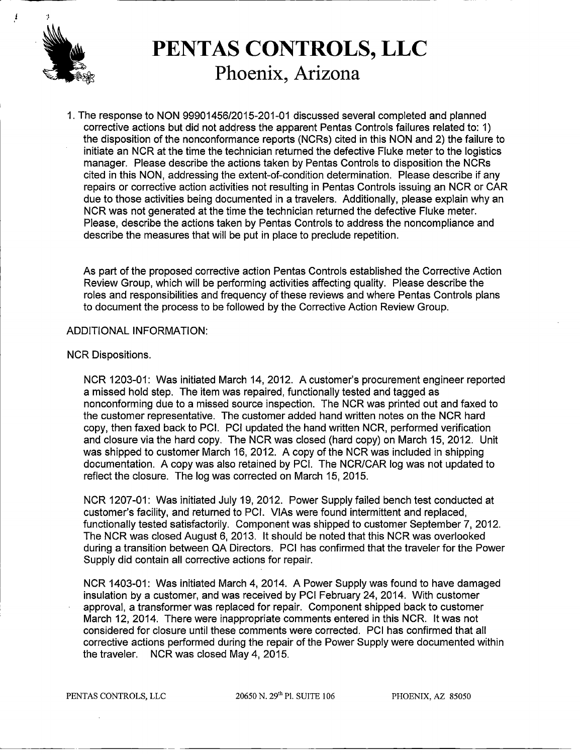# PENTAS CONTROLS, LLC
## Phoenix, Arizona

1. The response to NON 99901456/2015-201-01 discussed several completed and planned corrective actions but did not address the apparent Pentas Controls failures related to: 1) the disposition of the nonconformance reports (NCRs) cited in this NON and 2) the failure to initiate an NCR at the time the technician returned the defective Fluke meter to the logistics manager. Please describe the actions taken by Pentas Controls to disposition the NCRs cited in this NON, addressing the extent-of-condition determination. Please describe if any repairs or corrective action activities not resulting in Pentas Controls issuing an NCR or CAR due to those activities being documented in a travelers. Additionally, please explain why an NCR was not generated at the time the technician returned the defective Fluke meter. Please, describe the actions taken by Pentas Controls to address the noncompliance and describe the measures that will be put in place to preclude repetition.

   As part of the proposed corrective action Pentas Controls established the Corrective Action Review Group, which will be performing activities affecting quality. Please describe the roles and responsibilities and frequency of these reviews and where Pentas Controls plans to document the process to be followed by the Corrective Action Review Group.

ADDITIONAL INFORMATION:

NCR Dispositions.

NCR 1203-01: Was initiated March 14, 2012. A customer's procurement engineer reported a missed hold step. The item was repaired, functionally tested and tagged as nonconforming due to a missed source inspection. The NCR was printed out and faxed to the customer representative. The customer added hand written notes on the NCR hard copy, then faxed back to PCI. PCI updated the hand written NCR, performed verification and closure via the hard copy. The NCR was closed (hard copy) on March 15, 2012. Unit was shipped to customer March 16, 2012. A copy of the NCR was included in shipping documentation. A copy was also retained by PCI. The NCR/CAR log was not updated to reflect the closure. The log was corrected on March 15, 2015.

NCR 1207-01: Was initiated July 19, 2012. Power Supply failed bench test conducted at customer's facility, and returned to PCI. VIAs were found intermittent and replaced, functionally tested satisfactorily. Component was shipped to customer September 7, 2012. The NCR was closed August 6, 2013. It should be noted that this NCR was overlooked during a transition between QA Directors. PCI has confirmed that the traveler for the Power Supply did contain all corrective actions for repair.

NCR 1403-01: Was initiated March 4, 2014. A Power Supply was found to have damaged insulation by a customer, and was received by PCI February 24, 2014. With customer approval, a transformer was replaced for repair. Component shipped back to customer March 12, 2014. There were inappropriate comments entered in this NCR. It was not considered for closure until these comments were corrected. PCI has confirmed that all corrective actions performed during the repair of the Power Supply were documented within the traveler. NCR was closed May 4, 2015.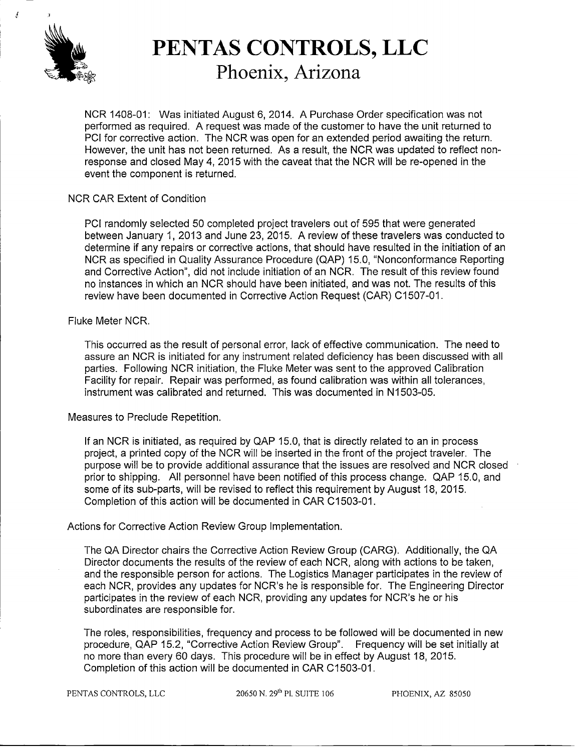# PENTAS CONTROLS, LLC

## Phoenix, Arizona

NCR 1408-01: Was initiated August 6, 2014. A Purchase Order specification was not performed as required. A request was made of the customer to have the unit returned to PCI for corrective action. The NCR was open for an extended period awaiting the return. However, the unit has not been returned. As a result, the NCR was updated to reflect non-response and closed May 4, 2015 with the caveat that the NCR will be re-opened in the event the component is returned.

NCR CAR Extent of Condition

PCI randomly selected 50 completed project travelers out of 595 that were generated between January 1, 2013 and June 23, 2015. A review of these travelers was conducted to determine if any repairs or corrective actions, that should have resulted in the initiation of an NCR as specified in Quality Assurance Procedure (QAP) 15.0, "Nonconformance Reporting and Corrective Action", did not include initiation of an NCR. The result of this review found no instances in which an NCR should have been initiated, and was not. The results of this review have been documented in Corrective Action Request (CAR) C1507-01.

Fluke Meter NCR.

This occurred as the result of personal error, lack of effective communication. The need to assure an NCR is initiated for any instrument related deficiency has been discussed with all parties. Following NCR initiation, the Fluke Meter was sent to the approved Calibration Facility for repair. Repair was performed, as found calibration was within all tolerances, instrument was calibrated and returned. This was documented in N1503-05.

Measures to Preclude Repetition.

If an NCR is initiated, as required by QAP 15.0, that is directly related to an in process project, a printed copy of the NCR will be inserted in the front of the project traveler. The purpose will be to provide additional assurance that the issues are resolved and NCR closed prior to shipping. All personnel have been notified of this process change. QAP 15.0, and some of its sub-parts, will be revised to reflect this requirement by August 18, 2015. Completion of this action will be documented in CAR C1503-01.

Actions for Corrective Action Review Group Implementation.

The QA Director chairs the Corrective Action Review Group (CARG). Additionally, the QA Director documents the results of the review of each NCR, along with actions to be taken, and the responsible person for actions. The Logistics Manager participates in the review of each NCR, provides any updates for NCR's he is responsible for. The Engineering Director participates in the review of each NCR, providing any updates for NCR's he or his subordinates are responsible for.

The roles, responsibilities, frequency and process to be followed will be documented in new procedure, QAP 15.2, "Corrective Action Review Group". Frequency will be set initially at no more than every 60 days. This procedure will be in effect by August 18, 2015. Completion of this action will be documented in CAR C1503-01.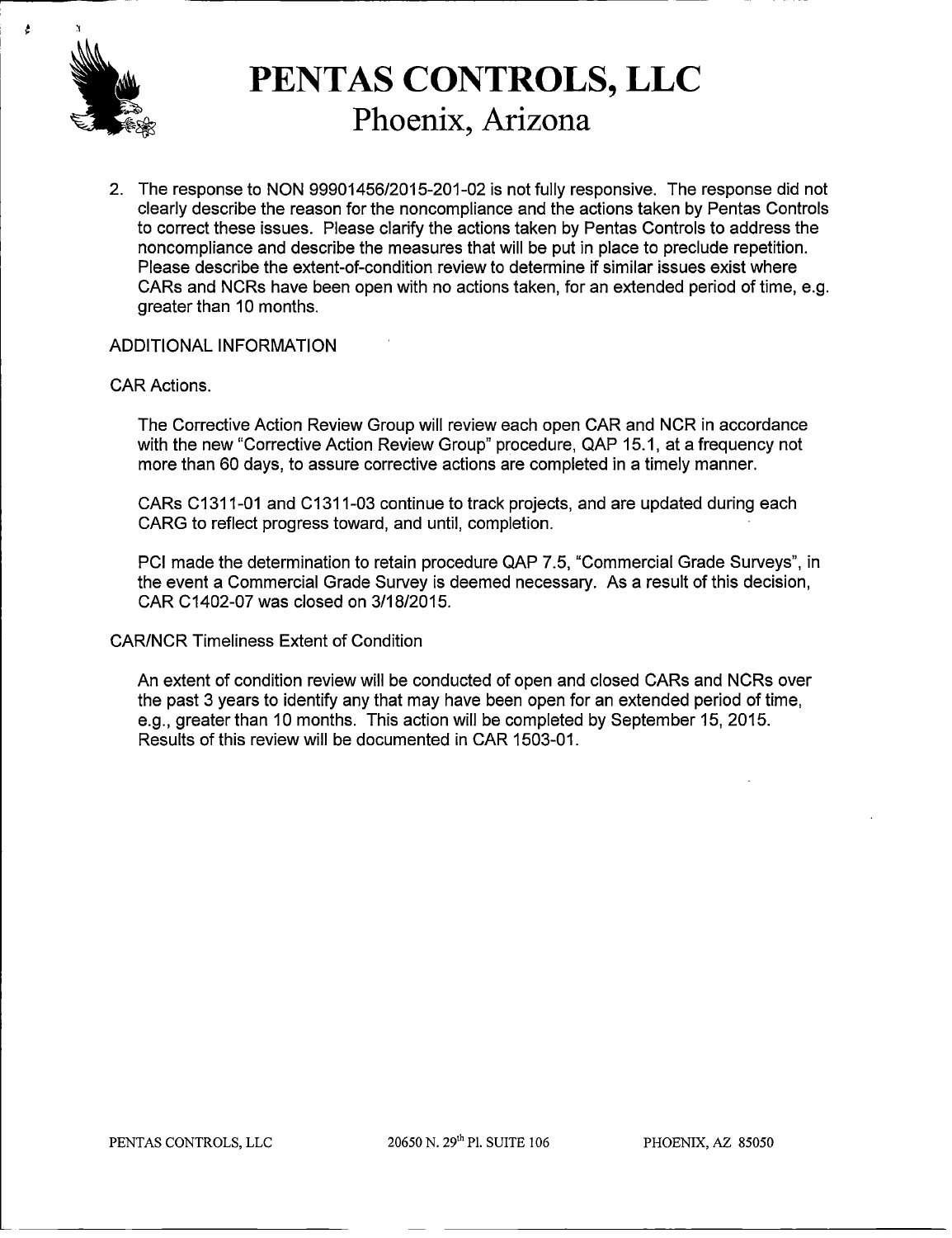# PENTAS CONTROLS, LLC

## Phoenix, Arizona

2. The response to NON 99901456/2015-201-02 is not fully responsive. The response did not clearly describe the reason for the noncompliance and the actions taken by Pentas Controls to correct these issues. Please clarify the actions taken by Pentas Controls to address the noncompliance and describe the measures that will be put in place to preclude repetition. Please describe the extent-of-condition review to determine if similar issues exist where CARs and NCRs have been open with no actions taken, for an extended period of time, e.g. greater than 10 months.

ADDITIONAL INFORMATION

CAR Actions.

The Corrective Action Review Group will review each open CAR and NCR in accordance with the new "Corrective Action Review Group" procedure, QAP 15.1, at a frequency not more than 60 days, to assure corrective actions are completed in a timely manner.

CARs C1311-01 and C1311-03 continue to track projects, and are updated during each CARG to reflect progress toward, and until, completion.

PCI made the determination to retain procedure QAP 7.5, "Commercial Grade Surveys", in the event a Commercial Grade Survey is deemed necessary. As a result of this decision, CAR C1402-07 was closed on 3/18/2015.

CAR/NCR Timeliness Extent of Condition

An extent of condition review will be conducted of open and closed CARs and NCRs over the past 3 years to identify any that may have been open for an extended period of time, e.g., greater than 10 months. This action will be completed by September 15, 2015. Results of this review will be documented in CAR 1503-01.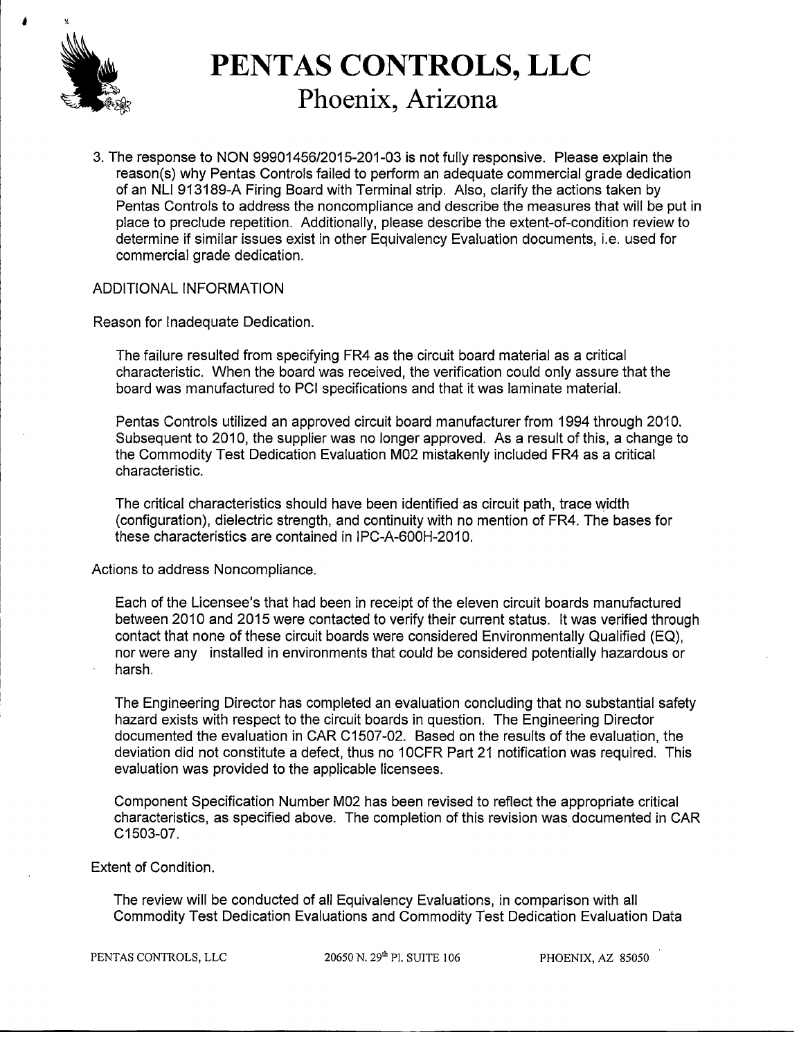# PENTAS CONTROLS, LLC

## Phoenix, Arizona

3. The response to NON 99901456/2015-201-03 is not fully responsive. Please explain the reason(s) why Pentas Controls failed to perform an adequate commercial grade dedication of an NLI 913189-A Firing Board with Terminal strip. Also, clarify the actions taken by Pentas Controls to address the noncompliance and describe the measures that will be put in place to preclude repetition. Additionally, please describe the extent-of-condition review to determine if similar issues exist in other Equivalency Evaluation documents, i.e. used for commercial grade dedication.

ADDITIONAL INFORMATION

Reason for Inadequate Dedication.

The failure resulted from specifying FR4 as the circuit board material as a critical characteristic. When the board was received, the verification could only assure that the board was manufactured to PCI specifications and that it was laminate material.

Pentas Controls utilized an approved circuit board manufacturer from 1994 through 2010. Subsequent to 2010, the supplier was no longer approved. As a result of this, a change to the Commodity Test Dedication Evaluation M02 mistakenly included FR4 as a critical characteristic.

The critical characteristics should have been identified as circuit path, trace width (configuration), dielectric strength, and continuity with no mention of FR4. The bases for these characteristics are contained in IPC-A-600H-2010.

Actions to address Noncompliance.

Each of the Licensee's that had been in receipt of the eleven circuit boards manufactured between 2010 and 2015 were contacted to verify their current status. It was verified through contact that none of these circuit boards were considered Environmentally Qualified (EQ), nor were any installed in environments that could be considered potentially hazardous or harsh.

The Engineering Director has completed an evaluation concluding that no substantial safety hazard exists with respect to the circuit boards in question. The Engineering Director documented the evaluation in CAR C1507-02. Based on the results of the evaluation, the deviation did not constitute a defect, thus no 10CFR Part 21 notification was required. This evaluation was provided to the applicable licensees.

Component Specification Number M02 has been revised to reflect the appropriate critical characteristics, as specified above. The completion of this revision was documented in CAR C1503-07.

Extent of Condition.

The review will be conducted of all Equivalency Evaluations, in comparison with all Commodity Test Dedication Evaluations and Commodity Test Dedication Evaluation Data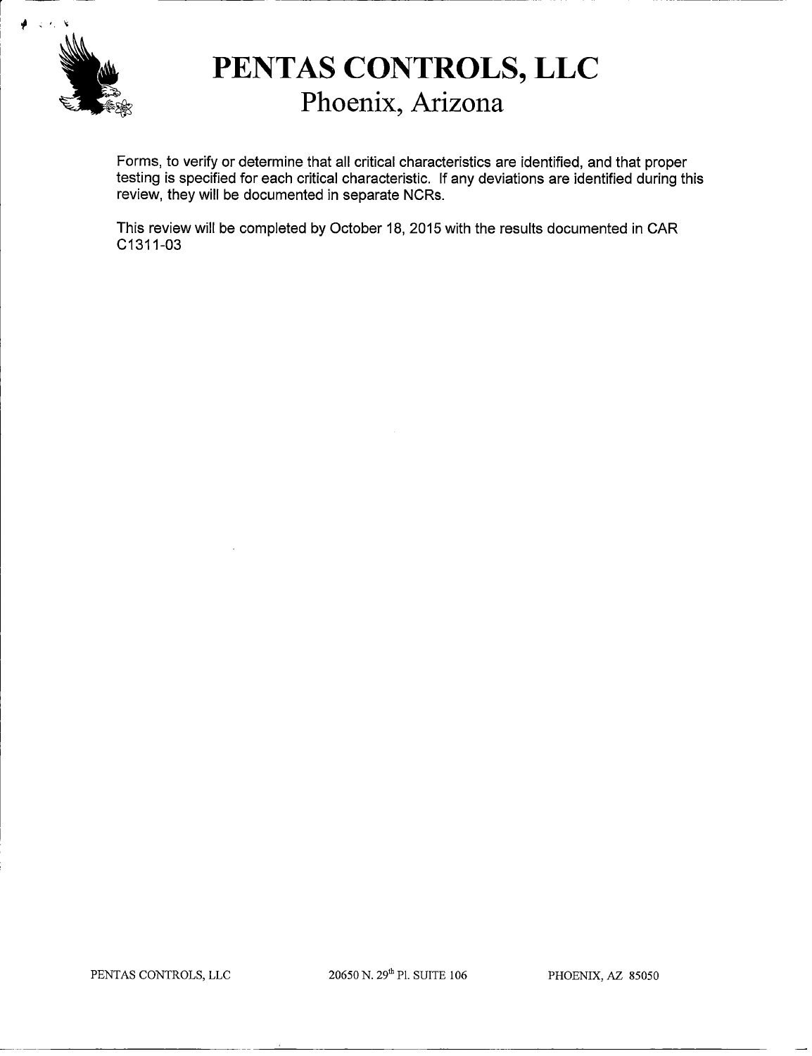# PENTAS CONTROLS, LLC

## Phoenix, Arizona

Forms, to verify or determine that all critical characteristics are identified, and that proper testing is specified for each critical characteristic. If any deviations are identified during this review, they will be documented in separate NCRs.

This review will be completed by October 18, 2015 with the results documented in CAR C1311-03